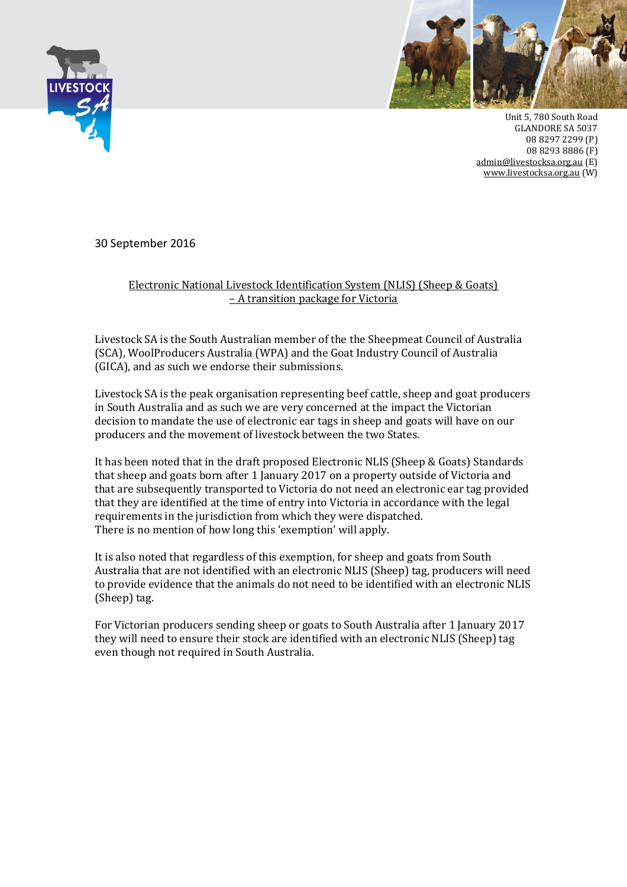Unit 5, 780 South Road
GLANDORE SA 5037
08 8297 2299 (P)
08 8293 8886 (F)
admin@livestocksa.org.au (E)
www.livestocksa.org.au (W)

30 September 2016

Electronic National Livestock Identification System (NLIS) (Sheep & Goats) – A transition package for Victoria

Livestock SA is the South Australian member of the the Sheepmeat Council of Australia (SCA), WoolProducers Australia (WPA) and the Goat Industry Council of Australia (GICA), and as such we endorse their submissions.

Livestock SA is the peak organisation representing beef cattle, sheep and goat producers in South Australia and as such we are very concerned at the impact the Victorian decision to mandate the use of electronic ear tags in sheep and goats will have on our producers and the movement of livestock between the two States.

It has been noted that in the draft proposed Electronic NLIS (Sheep & Goats) Standards that sheep and goats born after 1 January 2017 on a property outside of Victoria and that are subsequently transported to Victoria do not need an electronic ear tag provided that they are identified at the time of entry into Victoria in accordance with the legal requirements in the jurisdiction from which they were dispatched.
There is no mention of how long this 'exemption' will apply.

It is also noted that regardless of this exemption, for sheep and goats from South Australia that are not identified with an electronic NLIS (Sheep) tag, producers will need to provide evidence that the animals do not need to be identified with an electronic NLIS (Sheep) tag.

For Victorian producers sending sheep or goats to South Australia after 1 January 2017 they will need to ensure their stock are identified with an electronic NLIS (Sheep) tag even though not required in South Australia.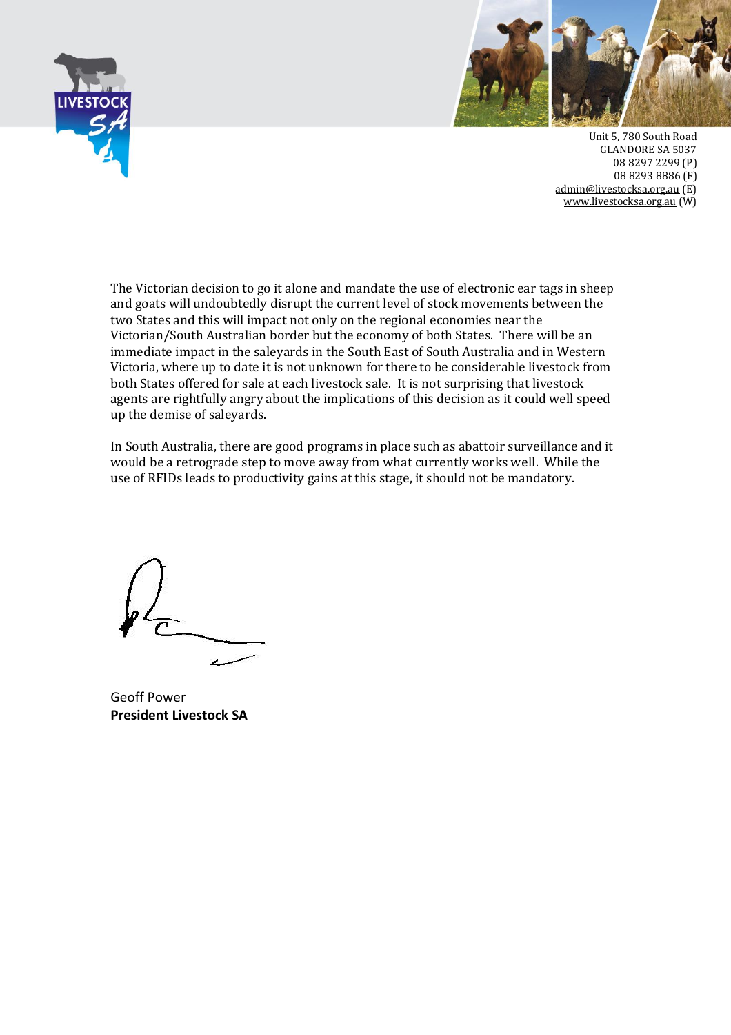Unit 5, 780 South Road
GLANDORE SA 5037
08 8297 2299 (P)
08 8293 8886 (F)
admin@livestocksa.org.au (E)
www.livestocksa.org.au (W)

The Victorian decision to go it alone and mandate the use of electronic ear tags in sheep and goats will undoubtedly disrupt the current level of stock movements between the two States and this will impact not only on the regional economies near the Victorian/South Australian border but the economy of both States. There will be an immediate impact in the saleyards in the South East of South Australia and in Western Victoria, where up to date it is not unknown for there to be considerable livestock from both States offered for sale at each livestock sale. It is not surprising that livestock agents are rightfully angry about the implications of this decision as it could well speed up the demise of saleyards.

In South Australia, there are good programs in place such as abattoir surveillance and it would be a retrograde step to move away from what currently works well. While the use of RFIDs leads to productivity gains at this stage, it should not be mandatory.

Geoff Power
**President Livestock SA**